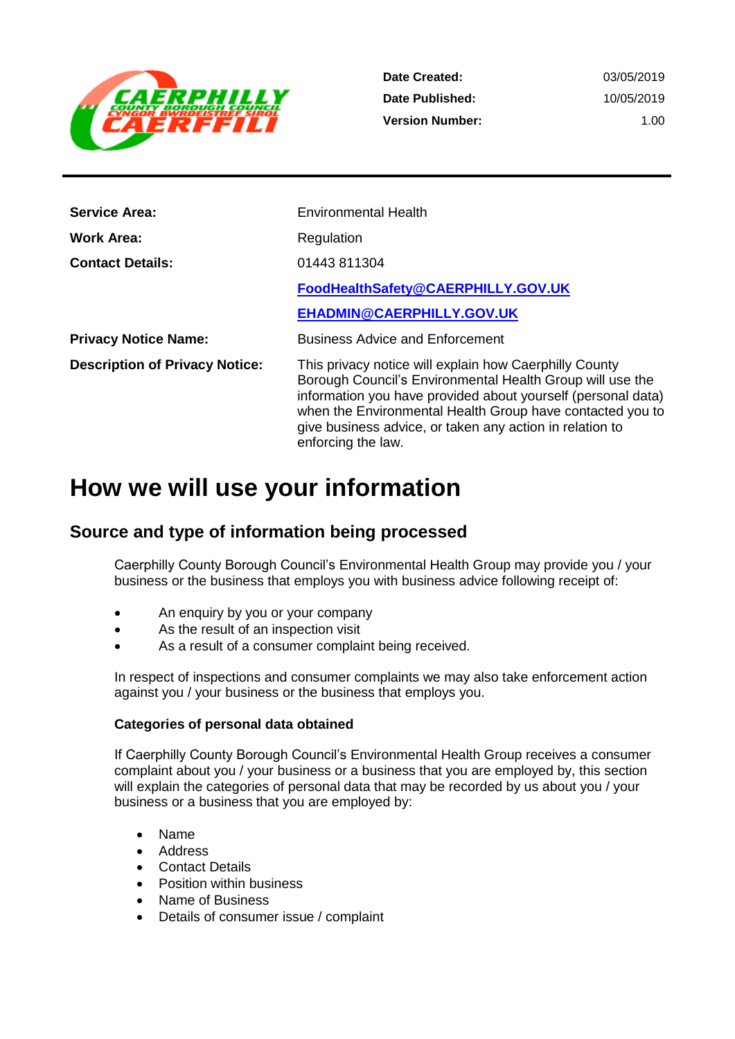| | |
|---|---|
| **Date Created:** | 03/05/2019 |
| **Date Published:** | 10/05/2019 |
| **Version Number:** | 1.00 |

| | |
|---|---|
| **Service Area:** | Environmental Health |
| **Work Area:** | Regulation |
| **Contact Details:** | 01443 811304 |
| | FoodHealthSafety@CAERPHILLY.GOV.UK |
| | EHADMIN@CAERPHILLY.GOV.UK |
| **Privacy Notice Name:** | Business Advice and Enforcement |
| **Description of Privacy Notice:** | This privacy notice will explain how Caerphilly County Borough Council's Environmental Health Group will use the information you have provided about yourself (personal data) when the Environmental Health Group have contacted you to give business advice, or taken any action in relation to enforcing the law. |

# How we will use your information

## Source and type of information being processed

Caerphilly County Borough Council's Environmental Health Group may provide you / your business or the business that employs you with business advice following receipt of:

- An enquiry by you or your company
- As the result of an inspection visit
- As a result of a consumer complaint being received.

In respect of inspections and consumer complaints we may also take enforcement action against you / your business or the business that employs you.

**Categories of personal data obtained**

If Caerphilly County Borough Council's Environmental Health Group receives a consumer complaint about you / your business or a business that you are employed by, this section will explain the categories of personal data that may be recorded by us about you / your business or a business that you are employed by:

- Name
- Address
- Contact Details
- Position within business
- Name of Business
- Details of consumer issue / complaint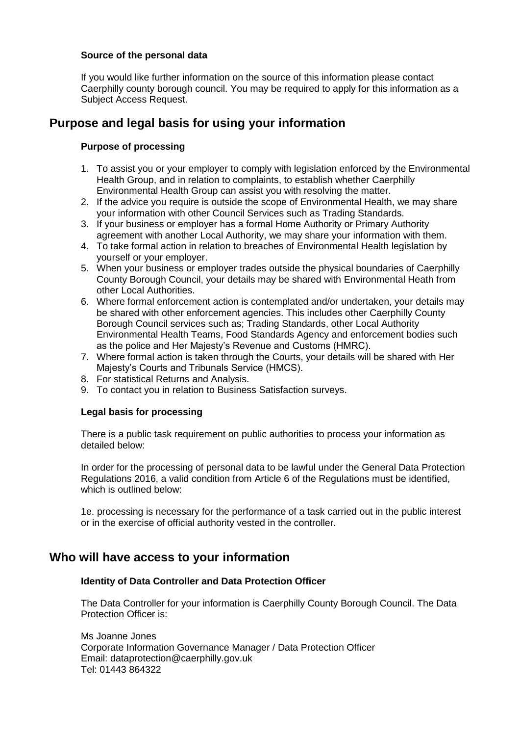### Source of the personal data

If you would like further information on the source of this information please contact Caerphilly county borough council. You may be required to apply for this information as a Subject Access Request.

## Purpose and legal basis for using your information

### Purpose of processing

1. To assist you or your employer to comply with legislation enforced by the Environmental Health Group, and in relation to complaints, to establish whether Caerphilly Environmental Health Group can assist you with resolving the matter.
2. If the advice you require is outside the scope of Environmental Health, we may share your information with other Council Services such as Trading Standards.
3. If your business or employer has a formal Home Authority or Primary Authority agreement with another Local Authority, we may share your information with them.
4. To take formal action in relation to breaches of Environmental Health legislation by yourself or your employer.
5. When your business or employer trades outside the physical boundaries of Caerphilly County Borough Council, your details may be shared with Environmental Heath from other Local Authorities.
6. Where formal enforcement action is contemplated and/or undertaken, your details may be shared with other enforcement agencies. This includes other Caerphilly County Borough Council services such as; Trading Standards, other Local Authority Environmental Health Teams, Food Standards Agency and enforcement bodies such as the police and Her Majesty's Revenue and Customs (HMRC).
7. Where formal action is taken through the Courts, your details will be shared with Her Majesty's Courts and Tribunals Service (HMCS).
8. For statistical Returns and Analysis.
9. To contact you in relation to Business Satisfaction surveys.

### Legal basis for processing

There is a public task requirement on public authorities to process your information as detailed below:

In order for the processing of personal data to be lawful under the General Data Protection Regulations 2016, a valid condition from Article 6 of the Regulations must be identified, which is outlined below:

1e. processing is necessary for the performance of a task carried out in the public interest or in the exercise of official authority vested in the controller.

## Who will have access to your information

### Identity of Data Controller and Data Protection Officer

The Data Controller for your information is Caerphilly County Borough Council. The Data Protection Officer is:

Ms Joanne Jones  
Corporate Information Governance Manager / Data Protection Officer  
Email: dataprotection@caerphilly.gov.uk  
Tel: 01443 864322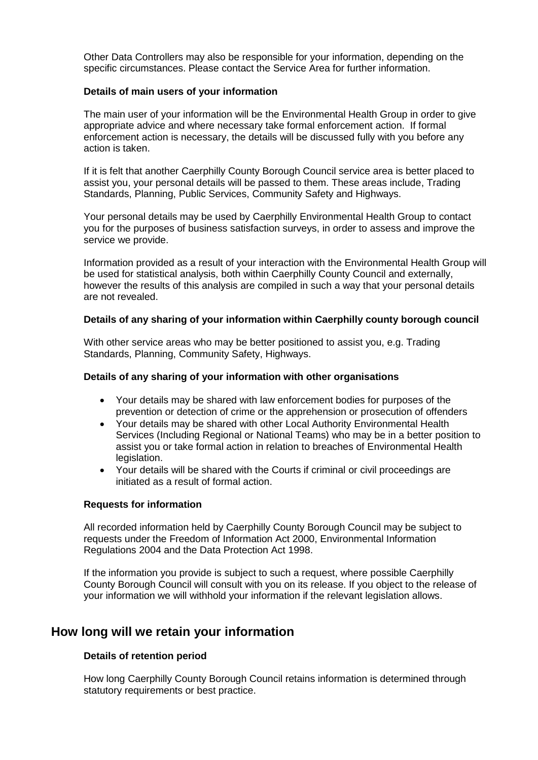Other Data Controllers may also be responsible for your information, depending on the specific circumstances. Please contact the Service Area for further information.

**Details of main users of your information**

The main user of your information will be the Environmental Health Group in order to give appropriate advice and where necessary take formal enforcement action. If formal enforcement action is necessary, the details will be discussed fully with you before any action is taken.

If it is felt that another Caerphilly County Borough Council service area is better placed to assist you, your personal details will be passed to them. These areas include, Trading Standards, Planning, Public Services, Community Safety and Highways.

Your personal details may be used by Caerphilly Environmental Health Group to contact you for the purposes of business satisfaction surveys, in order to assess and improve the service we provide.

Information provided as a result of your interaction with the Environmental Health Group will be used for statistical analysis, both within Caerphilly County Council and externally, however the results of this analysis are compiled in such a way that your personal details are not revealed.

**Details of any sharing of your information within Caerphilly county borough council**

With other service areas who may be better positioned to assist you, e.g. Trading Standards, Planning, Community Safety, Highways.

**Details of any sharing of your information with other organisations**

- Your details may be shared with law enforcement bodies for purposes of the prevention or detection of crime or the apprehension or prosecution of offenders
- Your details may be shared with other Local Authority Environmental Health Services (Including Regional or National Teams) who may be in a better position to assist you or take formal action in relation to breaches of Environmental Health legislation.
- Your details will be shared with the Courts if criminal or civil proceedings are initiated as a result of formal action.

**Requests for information**

All recorded information held by Caerphilly County Borough Council may be subject to requests under the Freedom of Information Act 2000, Environmental Information Regulations 2004 and the Data Protection Act 1998.

If the information you provide is subject to such a request, where possible Caerphilly County Borough Council will consult with you on its release. If you object to the release of your information we will withhold your information if the relevant legislation allows.

## How long will we retain your information

**Details of retention period**

How long Caerphilly County Borough Council retains information is determined through statutory requirements or best practice.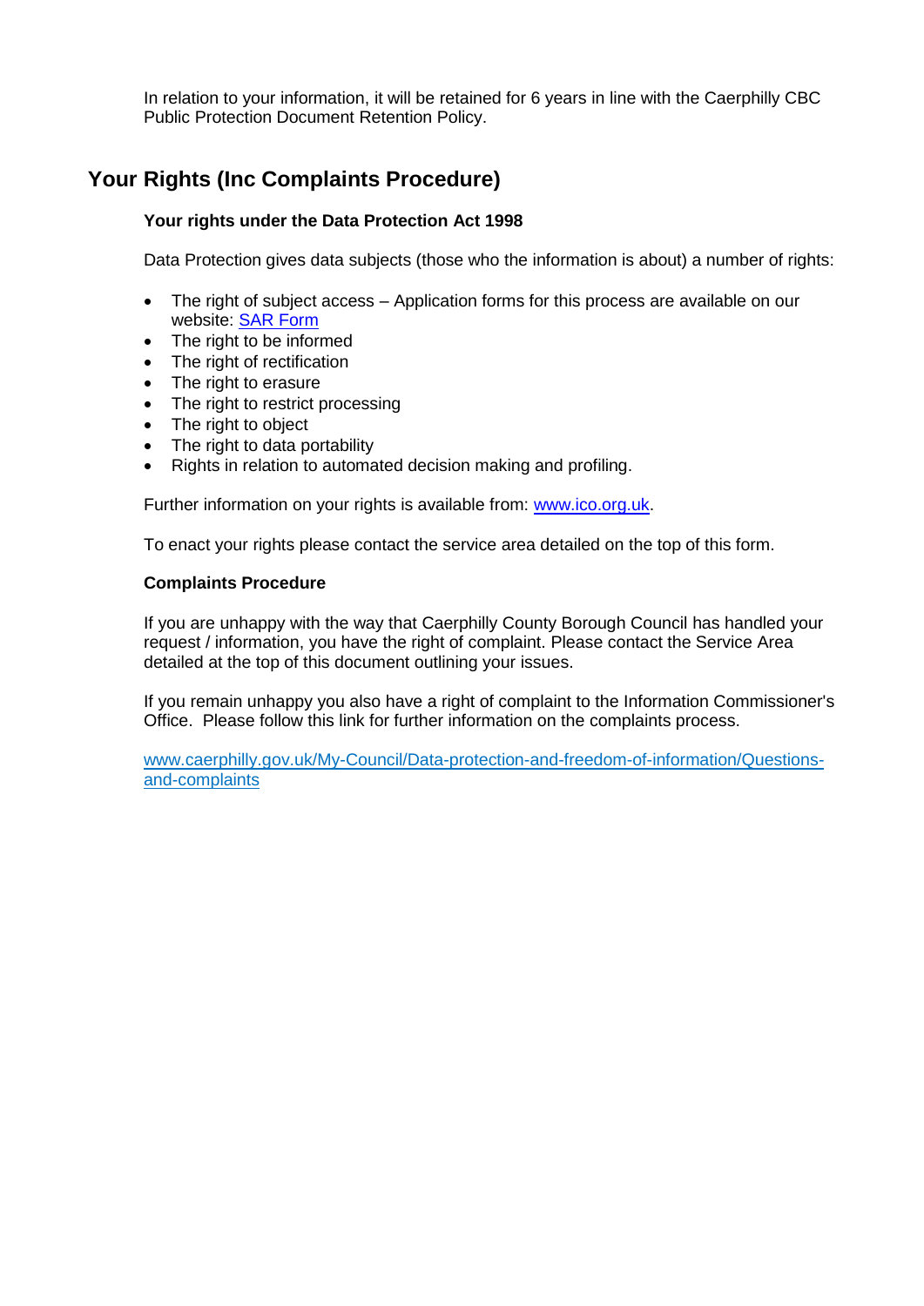In relation to your information, it will be retained for 6 years in line with the Caerphilly CBC Public Protection Document Retention Policy.

## Your Rights (Inc Complaints Procedure)

**Your rights under the Data Protection Act 1998**

Data Protection gives data subjects (those who the information is about) a number of rights:

- The right of subject access – Application forms for this process are available on our website: [SAR Form]
- The right to be informed
- The right of rectification
- The right to erasure
- The right to restrict processing
- The right to object
- The right to data portability
- Rights in relation to automated decision making and profiling.

Further information on your rights is available from: www.ico.org.uk.

To enact your rights please contact the service area detailed on the top of this form.

**Complaints Procedure**

If you are unhappy with the way that Caerphilly County Borough Council has handled your request / information, you have the right of complaint. Please contact the Service Area detailed at the top of this document outlining your issues.

If you remain unhappy you also have a right of complaint to the Information Commissioner's Office. Please follow this link for further information on the complaints process.

www.caerphilly.gov.uk/My-Council/Data-protection-and-freedom-of-information/Questions-and-complaints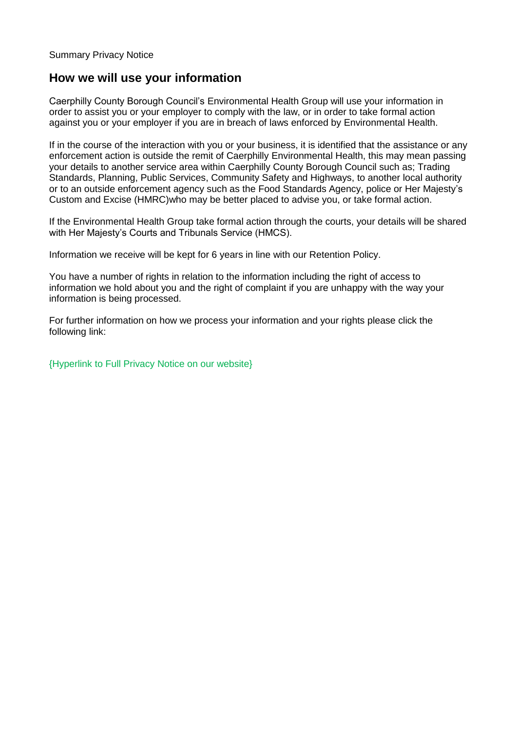Summary Privacy Notice

## How we will use your information

Caerphilly County Borough Council's Environmental Health Group will use your information in order to assist you or your employer to comply with the law, or in order to take formal action against you or your employer if you are in breach of laws enforced by Environmental Health.

If in the course of the interaction with you or your business, it is identified that the assistance or any enforcement action is outside the remit of Caerphilly Environmental Health, this may mean passing your details to another service area within Caerphilly County Borough Council such as; Trading Standards, Planning, Public Services, Community Safety and Highways, to another local authority or to an outside enforcement agency such as the Food Standards Agency, police or Her Majesty's Custom and Excise (HMRC)who may be better placed to advise you, or take formal action.

If the Environmental Health Group take formal action through the courts, your details will be shared with Her Majesty's Courts and Tribunals Service (HMCS).

Information we receive will be kept for 6 years in line with our Retention Policy.

You have a number of rights in relation to the information including the right of access to information we hold about you and the right of complaint if you are unhappy with the way your information is being processed.

For further information on how we process your information and your rights please click the following link:

{Hyperlink to Full Privacy Notice on our website}